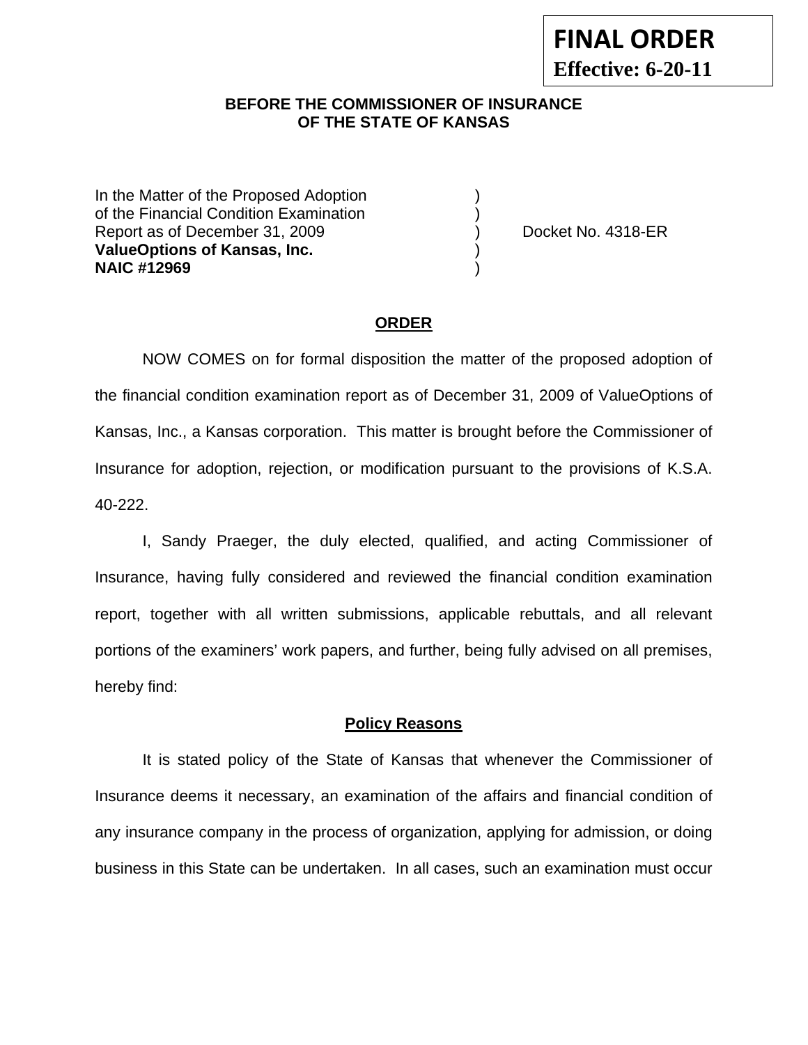**FINAL ORDER**
**Effective: 6-20-11**

**BEFORE THE COMMISSIONER OF INSURANCE**
**OF THE STATE OF KANSAS**

In the Matter of the Proposed Adoption )
of the Financial Condition Examination )
Report as of December 31, 2009 ) Docket No. 4318-ER
**ValueOptions of Kansas, Inc.** )
**NAIC #12969** )

## ORDER

NOW COMES on for formal disposition the matter of the proposed adoption of the financial condition examination report as of December 31, 2009 of ValueOptions of Kansas, Inc., a Kansas corporation. This matter is brought before the Commissioner of Insurance for adoption, rejection, or modification pursuant to the provisions of K.S.A. 40-222.

I, Sandy Praeger, the duly elected, qualified, and acting Commissioner of Insurance, having fully considered and reviewed the financial condition examination report, together with all written submissions, applicable rebuttals, and all relevant portions of the examiners' work papers, and further, being fully advised on all premises, hereby find:

### Policy Reasons

It is stated policy of the State of Kansas that whenever the Commissioner of Insurance deems it necessary, an examination of the affairs and financial condition of any insurance company in the process of organization, applying for admission, or doing business in this State can be undertaken. In all cases, such an examination must occur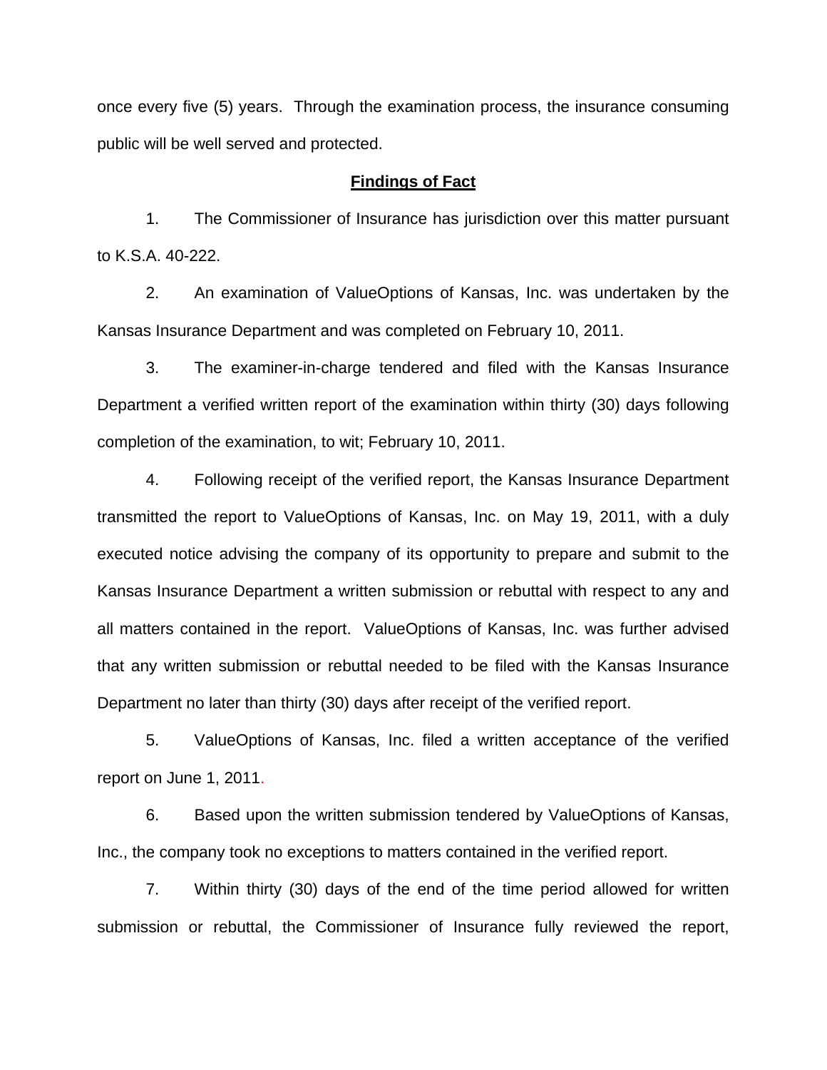once every five (5) years. Through the examination process, the insurance consuming public will be well served and protected.

## **Findings of Fact**

1. The Commissioner of Insurance has jurisdiction over this matter pursuant to K.S.A. 40-222.

2. An examination of ValueOptions of Kansas, Inc. was undertaken by the Kansas Insurance Department and was completed on February 10, 2011.

3. The examiner-in-charge tendered and filed with the Kansas Insurance Department a verified written report of the examination within thirty (30) days following completion of the examination, to wit; February 10, 2011.

4. Following receipt of the verified report, the Kansas Insurance Department transmitted the report to ValueOptions of Kansas, Inc. on May 19, 2011, with a duly executed notice advising the company of its opportunity to prepare and submit to the Kansas Insurance Department a written submission or rebuttal with respect to any and all matters contained in the report. ValueOptions of Kansas, Inc. was further advised that any written submission or rebuttal needed to be filed with the Kansas Insurance Department no later than thirty (30) days after receipt of the verified report.

5. ValueOptions of Kansas, Inc. filed a written acceptance of the verified report on June 1, 2011.

6. Based upon the written submission tendered by ValueOptions of Kansas, Inc., the company took no exceptions to matters contained in the verified report.

7. Within thirty (30) days of the end of the time period allowed for written submission or rebuttal, the Commissioner of Insurance fully reviewed the report,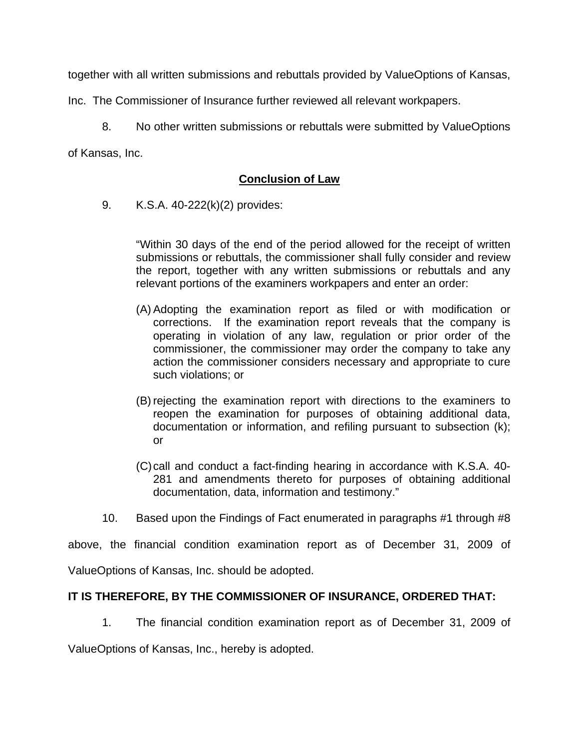together with all written submissions and rebuttals provided by ValueOptions of Kansas, Inc. The Commissioner of Insurance further reviewed all relevant workpapers.

8. No other written submissions or rebuttals were submitted by ValueOptions of Kansas, Inc.

## Conclusion of Law

9. K.S.A. 40-222(k)(2) provides:

> "Within 30 days of the end of the period allowed for the receipt of written submissions or rebuttals, the commissioner shall fully consider and review the report, together with any written submissions or rebuttals and any relevant portions of the examiners workpapers and enter an order:
>
> (A) Adopting the examination report as filed or with modification or corrections. If the examination report reveals that the company is operating in violation of any law, regulation or prior order of the commissioner, the commissioner may order the company to take any action the commissioner considers necessary and appropriate to cure such violations; or
>
> (B) rejecting the examination report with directions to the examiners to reopen the examination for purposes of obtaining additional data, documentation or information, and refiling pursuant to subsection (k); or
>
> (C) call and conduct a fact-finding hearing in accordance with K.S.A. 40-281 and amendments thereto for purposes of obtaining additional documentation, data, information and testimony."

10. Based upon the Findings of Fact enumerated in paragraphs #1 through #8 above, the financial condition examination report as of December 31, 2009 of ValueOptions of Kansas, Inc. should be adopted.

**IT IS THEREFORE, BY THE COMMISSIONER OF INSURANCE, ORDERED THAT:**

1. The financial condition examination report as of December 31, 2009 of ValueOptions of Kansas, Inc., hereby is adopted.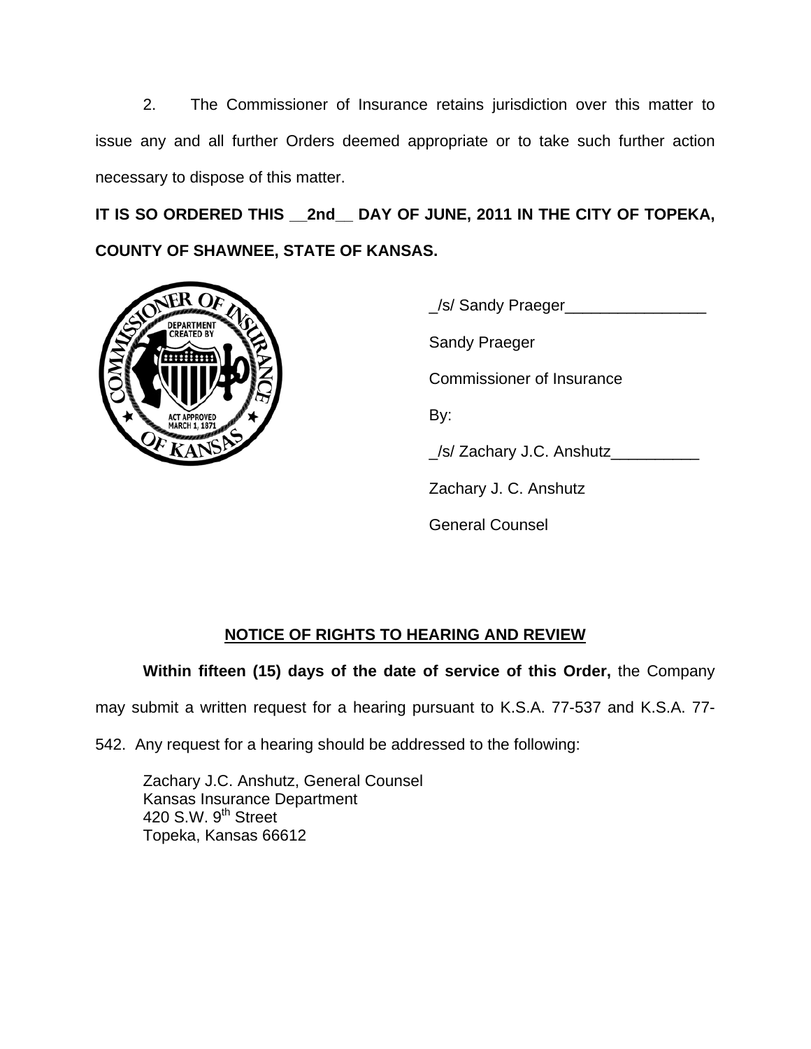2. The Commissioner of Insurance retains jurisdiction over this matter to issue any and all further Orders deemed appropriate or to take such further action necessary to dispose of this matter.

**IT IS SO ORDERED THIS __2nd__ DAY OF JUNE, 2011 IN THE CITY OF TOPEKA, COUNTY OF SHAWNEE, STATE OF KANSAS.**

_/s/ Sandy Praeger________________

Sandy Praeger

Commissioner of Insurance

By:

_/s/ Zachary J.C. Anshutz__________

Zachary J. C. Anshutz

General Counsel

## NOTICE OF RIGHTS TO HEARING AND REVIEW

**Within fifteen (15) days of the date of service of this Order,** the Company may submit a written request for a hearing pursuant to K.S.A. 77-537 and K.S.A. 77-542. Any request for a hearing should be addressed to the following:

Zachary J.C. Anshutz, General Counsel
Kansas Insurance Department
420 S.W. 9th Street
Topeka, Kansas 66612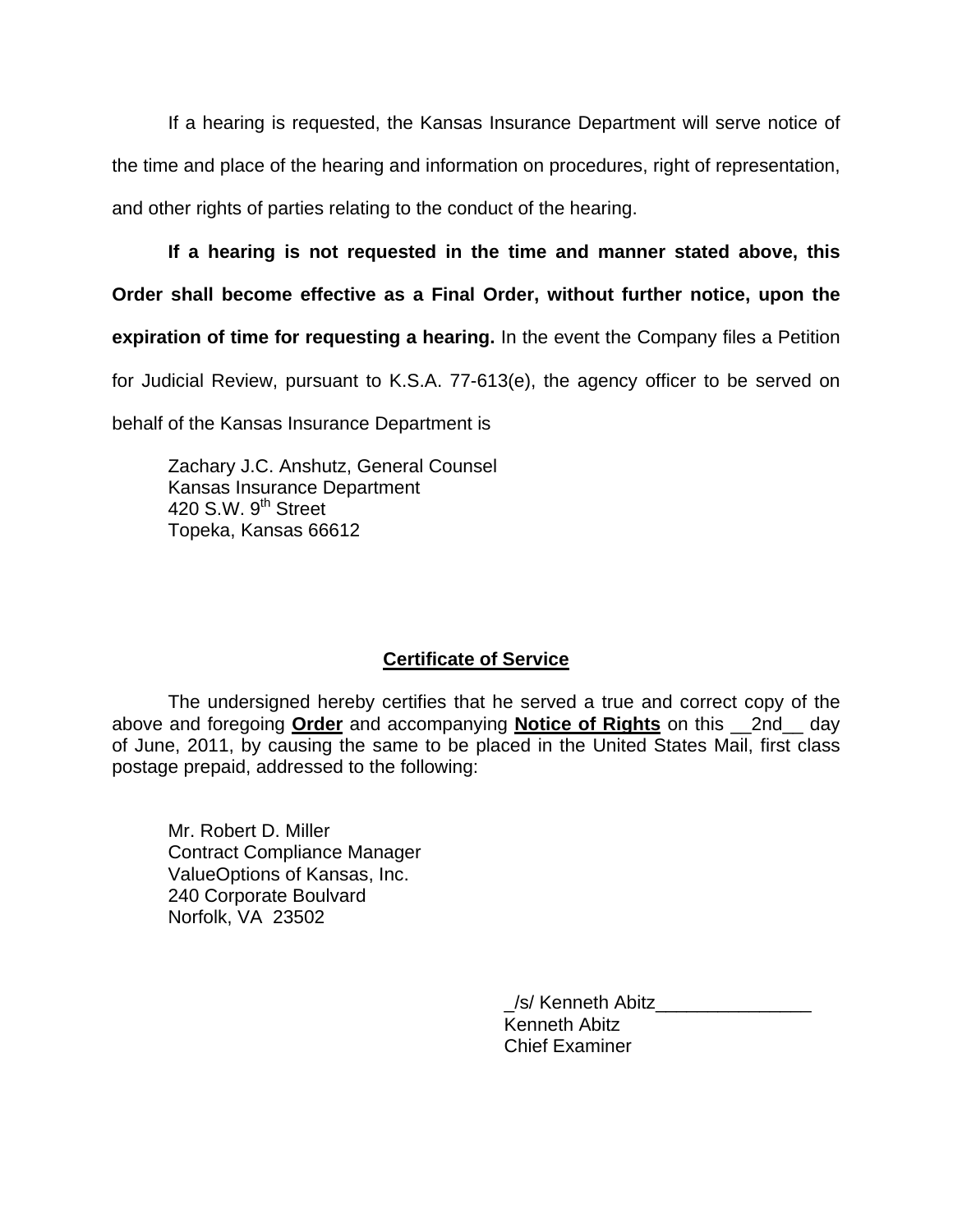If a hearing is requested, the Kansas Insurance Department will serve notice of the time and place of the hearing and information on procedures, right of representation, and other rights of parties relating to the conduct of the hearing.

**If a hearing is not requested in the time and manner stated above, this Order shall become effective as a Final Order, without further notice, upon the expiration of time for requesting a hearing.** In the event the Company files a Petition for Judicial Review, pursuant to K.S.A. 77-613(e), the agency officer to be served on behalf of the Kansas Insurance Department is

Zachary J.C. Anshutz, General Counsel
Kansas Insurance Department
420 S.W. 9th Street
Topeka, Kansas 66612

## Certificate of Service

The undersigned hereby certifies that he served a true and correct copy of the above and foregoing **Order** and accompanying **Notice of Rights** on this __2nd__ day of June, 2011, by causing the same to be placed in the United States Mail, first class postage prepaid, addressed to the following:

Mr. Robert D. Miller
Contract Compliance Manager
ValueOptions of Kansas, Inc.
240 Corporate Boulvard
Norfolk, VA 23502

_/s/ Kenneth Abitz_______________
Kenneth Abitz
Chief Examiner